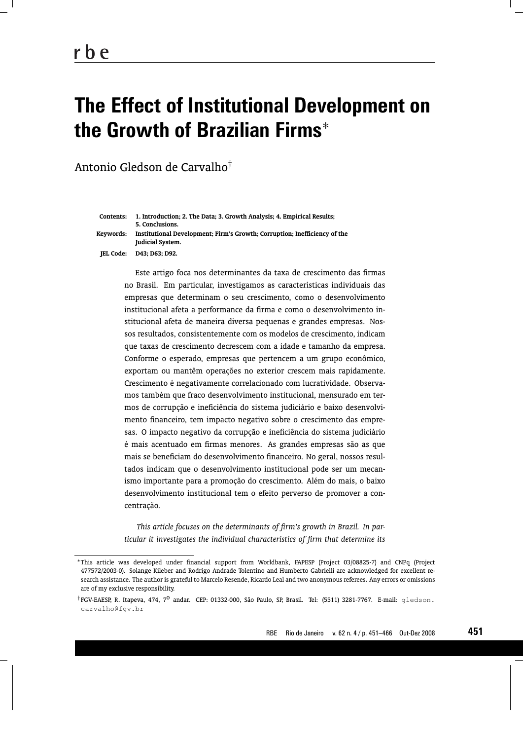# The Effect of Institutional Development on the Growth of Brazilian Firms*

Antonio Gledson de Carvalho†

**Contents:** 1. Introduction; 2. The Data; 3. Growth Analysis; 4. Empirical Results; 5. Conclusions.

**Keywords:** Institutional Development; Firm's Growth; Corruption; Inefficiency of the Judicial System.

**JEL Code:** D43; D63; D92.

Este artigo foca nos determinantes da taxa de crescimento das firmas no Brasil. Em particular, investigamos as características individuais das empresas que determinam o seu crescimento, como o desenvolvimento institucional afeta a performance da firma e como o desenvolvimento institucional afeta de maneira diversa pequenas e grandes empresas. Nossos resultados, consistentemente com os modelos de crescimento, indicam que taxas de crescimento decrescem com a idade e tamanho da empresa. Conforme o esperado, empresas que pertencem a um grupo econômico, exportam ou mantêm operações no exterior crescem mais rapidamente. Crescimento é negativamente correlacionado com lucratividade. Observamos também que fraco desenvolvimento institucional, mensurado em termos de corrupção e ineficiência do sistema judiciário e baixo desenvolvimento financeiro, tem impacto negativo sobre o crescimento das empresas. O impacto negativo da corrupção e ineficiência do sistema judiciário é mais acentuado em firmas menores. As grandes empresas são as que mais se beneficiam do desenvolvimento financeiro. No geral, nossos resultados indicam que o desenvolvimento institucional pode ser um mecanismo importante para a promoção do crescimento. Além do mais, o baixo desenvolvimento institucional tem o efeito perverso de promover a concentração.

*This article focuses on the determinants of firm's growth in Brazil. In particular it investigates the individual characteristics of firm that determine its*

---

*This article was developed under financial support from Worldbank, FAPESP (Project 03/08825-7) and CNPq (Project 477572/2003-0). Solange Kileber and Rodrigo Andrade Tolentino and Humberto Gabrielli are acknowledged for excellent research assistance. The author is grateful to Marcelo Resende, Ricardo Leal and two anonymous referees. Any errors or omissions are of my exclusive responsibility.

†FGV-EAESP, R. Itapeva, 474, 7º andar. CEP: 01332-000, São Paulo, SP, Brasil. Tel: (5511) 3281-7767. E-mail: gledson.carvalho@fgv.br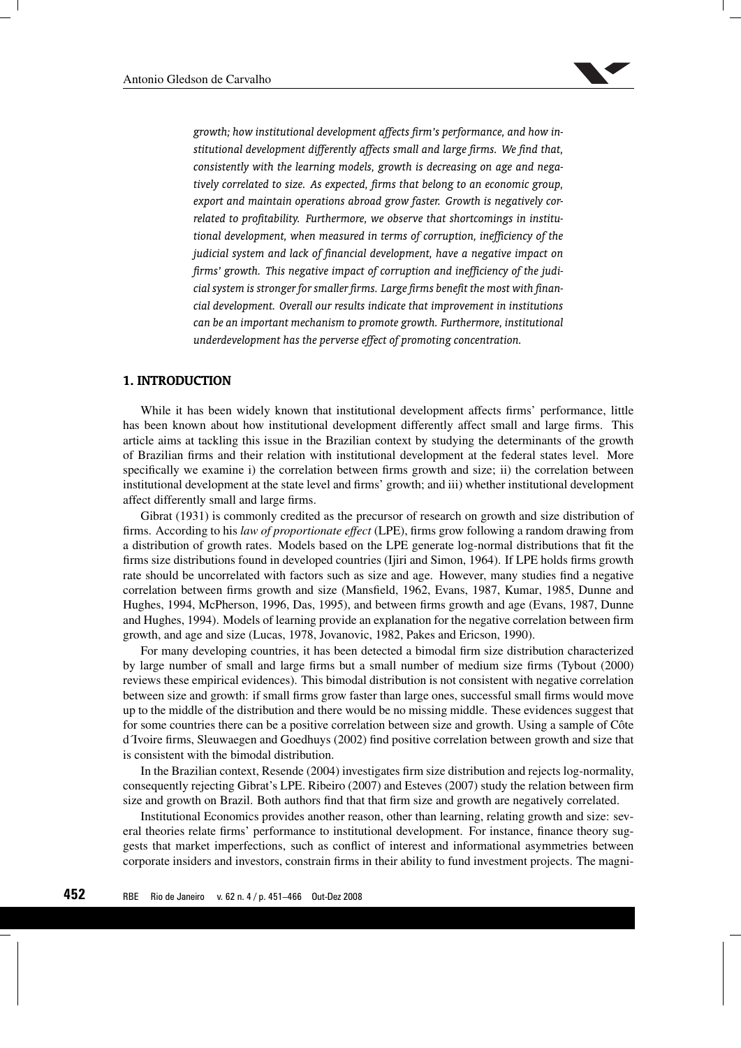*growth; how institutional development affects firm's performance, and how institutional development differently affects small and large firms. We find that, consistently with the learning models, growth is decreasing on age and negatively correlated to size. As expected, firms that belong to an economic group, export and maintain operations abroad grow faster. Growth is negatively correlated to profitability. Furthermore, we observe that shortcomings in institutional development, when measured in terms of corruption, inefficiency of the judicial system and lack of financial development, have a negative impact on firms' growth. This negative impact of corruption and inefficiency of the judicial system is stronger for smaller firms. Large firms benefit the most with financial development. Overall our results indicate that improvement in institutions can be an important mechanism to promote growth. Furthermore, institutional underdevelopment has the perverse effect of promoting concentration.*

## 1. INTRODUCTION

While it has been widely known that institutional development affects firms' performance, little has been known about how institutional development differently affect small and large firms. This article aims at tackling this issue in the Brazilian context by studying the determinants of the growth of Brazilian firms and their relation with institutional development at the federal states level. More specifically we examine i) the correlation between firms growth and size; ii) the correlation between institutional development at the state level and firms' growth; and iii) whether institutional development affect differently small and large firms.

Gibrat (1931) is commonly credited as the precursor of research on growth and size distribution of firms. According to his *law of proportionate effect* (LPE), firms grow following a random drawing from a distribution of growth rates. Models based on the LPE generate log-normal distributions that fit the firms size distributions found in developed countries (Ijiri and Simon, 1964). If LPE holds firms growth rate should be uncorrelated with factors such as size and age. However, many studies find a negative correlation between firms growth and size (Mansfield, 1962, Evans, 1987, Kumar, 1985, Dunne and Hughes, 1994, McPherson, 1996, Das, 1995), and between firms growth and age (Evans, 1987, Dunne and Hughes, 1994). Models of learning provide an explanation for the negative correlation between firm growth, and age and size (Lucas, 1978, Jovanovic, 1982, Pakes and Ericson, 1990).

For many developing countries, it has been detected a bimodal firm size distribution characterized by large number of small and large firms but a small number of medium size firms (Tybout (2000) reviews these empirical evidences). This bimodal distribution is not consistent with negative correlation between size and growth: if small firms grow faster than large ones, successful small firms would move up to the middle of the distribution and there would be no missing middle. These evidences suggest that for some countries there can be a positive correlation between size and growth. Using a sample of Côte d'Ivoire firms, Sleuwaegen and Goedhuys (2002) find positive correlation between growth and size that is consistent with the bimodal distribution.

In the Brazilian context, Resende (2004) investigates firm size distribution and rejects log-normality, consequently rejecting Gibrat's LPE. Ribeiro (2007) and Esteves (2007) study the relation between firm size and growth on Brazil. Both authors find that that firm size and growth are negatively correlated.

Institutional Economics provides another reason, other than learning, relating growth and size: several theories relate firms' performance to institutional development. For instance, finance theory suggests that market imperfections, such as conflict of interest and informational asymmetries between corporate insiders and investors, constrain firms in their ability to fund investment projects. The magni-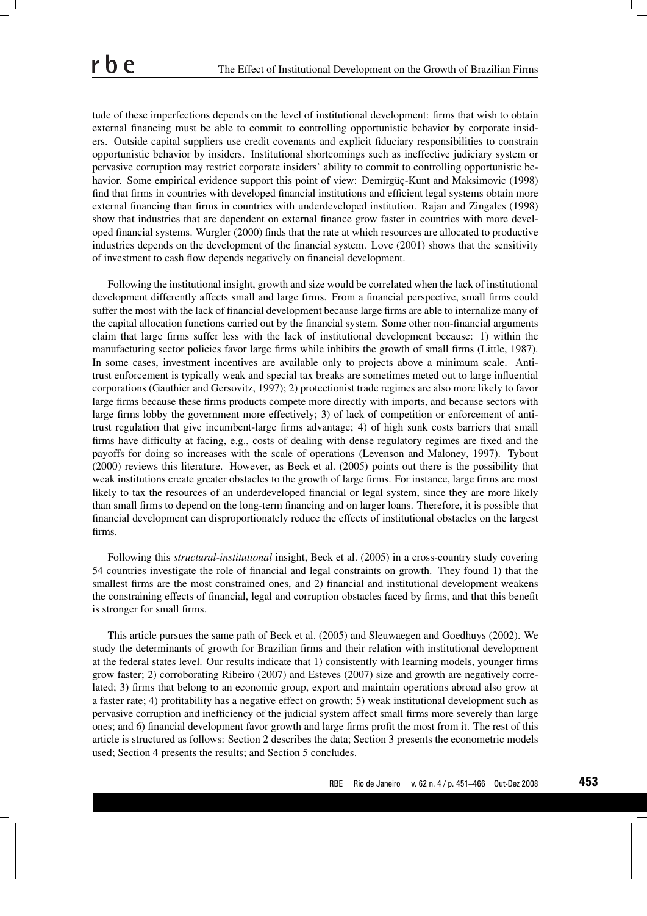tude of these imperfections depends on the level of institutional development: firms that wish to obtain external financing must be able to commit to controlling opportunistic behavior by corporate insiders. Outside capital suppliers use credit covenants and explicit fiduciary responsibilities to constrain opportunistic behavior by insiders. Institutional shortcomings such as ineffective judiciary system or pervasive corruption may restrict corporate insiders' ability to commit to controlling opportunistic behavior. Some empirical evidence support this point of view: Demirgüç-Kunt and Maksimovic (1998) find that firms in countries with developed financial institutions and efficient legal systems obtain more external financing than firms in countries with underdeveloped institution. Rajan and Zingales (1998) show that industries that are dependent on external finance grow faster in countries with more developed financial systems. Wurgler (2000) finds that the rate at which resources are allocated to productive industries depends on the development of the financial system. Love (2001) shows that the sensitivity of investment to cash flow depends negatively on financial development.

Following the institutional insight, growth and size would be correlated when the lack of institutional development differently affects small and large firms. From a financial perspective, small firms could suffer the most with the lack of financial development because large firms are able to internalize many of the capital allocation functions carried out by the financial system. Some other non-financial arguments claim that large firms suffer less with the lack of institutional development because: 1) within the manufacturing sector policies favor large firms while inhibits the growth of small firms (Little, 1987). In some cases, investment incentives are available only to projects above a minimum scale. Antitrust enforcement is typically weak and special tax breaks are sometimes meted out to large influential corporations (Gauthier and Gersovitz, 1997); 2) protectionist trade regimes are also more likely to favor large firms because these firms products compete more directly with imports, and because sectors with large firms lobby the government more effectively; 3) of lack of competition or enforcement of antitrust regulation that give incumbent-large firms advantage; 4) of high sunk costs barriers that small firms have difficulty at facing, e.g., costs of dealing with dense regulatory regimes are fixed and the payoffs for doing so increases with the scale of operations (Levenson and Maloney, 1997). Tybout (2000) reviews this literature. However, as Beck et al. (2005) points out there is the possibility that weak institutions create greater obstacles to the growth of large firms. For instance, large firms are most likely to tax the resources of an underdeveloped financial or legal system, since they are more likely than small firms to depend on the long-term financing and on larger loans. Therefore, it is possible that financial development can disproportionately reduce the effects of institutional obstacles on the largest firms.

Following this *structural-institutional* insight, Beck et al. (2005) in a cross-country study covering 54 countries investigate the role of financial and legal constraints on growth. They found 1) that the smallest firms are the most constrained ones, and 2) financial and institutional development weakens the constraining effects of financial, legal and corruption obstacles faced by firms, and that this benefit is stronger for small firms.

This article pursues the same path of Beck et al. (2005) and Sleuwaegen and Goedhuys (2002). We study the determinants of growth for Brazilian firms and their relation with institutional development at the federal states level. Our results indicate that 1) consistently with learning models, younger firms grow faster; 2) corroborating Ribeiro (2007) and Esteves (2007) size and growth are negatively correlated; 3) firms that belong to an economic group, export and maintain operations abroad also grow at a faster rate; 4) profitability has a negative effect on growth; 5) weak institutional development such as pervasive corruption and inefficiency of the judicial system affect small firms more severely than large ones; and 6) financial development favor growth and large firms profit the most from it. The rest of this article is structured as follows: Section 2 describes the data; Section 3 presents the econometric models used; Section 4 presents the results; and Section 5 concludes.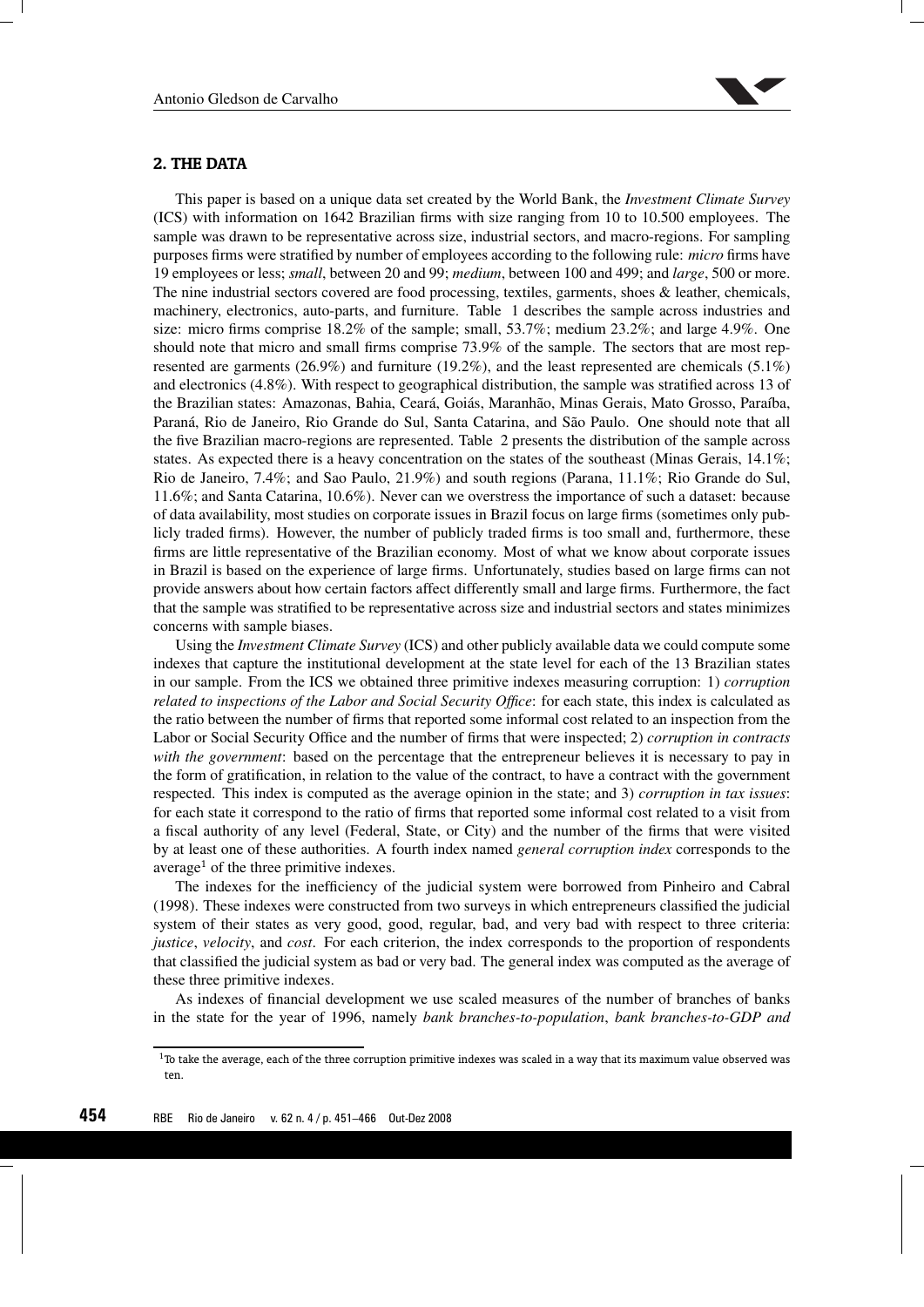## 2. THE DATA

This paper is based on a unique data set created by the World Bank, the *Investment Climate Survey* (ICS) with information on 1642 Brazilian firms with size ranging from 10 to 10.500 employees. The sample was drawn to be representative across size, industrial sectors, and macro-regions. For sampling purposes firms were stratified by number of employees according to the following rule: *micro* firms have 19 employees or less; *small*, between 20 and 99; *medium*, between 100 and 499; and *large*, 500 or more. The nine industrial sectors covered are food processing, textiles, garments, shoes & leather, chemicals, machinery, electronics, auto-parts, and furniture. Table 1 describes the sample across industries and size: micro firms comprise 18.2% of the sample; small, 53.7%; medium 23.2%; and large 4.9%. One should note that micro and small firms comprise 73.9% of the sample. The sectors that are most represented are garments (26.9%) and furniture (19.2%), and the least represented are chemicals (5.1%) and electronics (4.8%). With respect to geographical distribution, the sample was stratified across 13 of the Brazilian states: Amazonas, Bahia, Ceará, Goiás, Maranhão, Minas Gerais, Mato Grosso, Paraíba, Paraná, Rio de Janeiro, Rio Grande do Sul, Santa Catarina, and São Paulo. One should note that all the five Brazilian macro-regions are represented. Table 2 presents the distribution of the sample across states. As expected there is a heavy concentration on the states of the southeast (Minas Gerais, 14.1%; Rio de Janeiro, 7.4%; and Sao Paulo, 21.9%) and south regions (Parana, 11.1%; Rio Grande do Sul, 11.6%; and Santa Catarina, 10.6%). Never can we overstress the importance of such a dataset: because of data availability, most studies on corporate issues in Brazil focus on large firms (sometimes only publicly traded firms). However, the number of publicly traded firms is too small and, furthermore, these firms are little representative of the Brazilian economy. Most of what we know about corporate issues in Brazil is based on the experience of large firms. Unfortunately, studies based on large firms can not provide answers about how certain factors affect differently small and large firms. Furthermore, the fact that the sample was stratified to be representative across size and industrial sectors and states minimizes concerns with sample biases.

Using the *Investment Climate Survey* (ICS) and other publicly available data we could compute some indexes that capture the institutional development at the state level for each of the 13 Brazilian states in our sample. From the ICS we obtained three primitive indexes measuring corruption: 1) *corruption related to inspections of the Labor and Social Security Office*: for each state, this index is calculated as the ratio between the number of firms that reported some informal cost related to an inspection from the Labor or Social Security Office and the number of firms that were inspected; 2) *corruption in contracts with the government*: based on the percentage that the entrepreneur believes it is necessary to pay in the form of gratification, in relation to the value of the contract, to have a contract with the government respected. This index is computed as the average opinion in the state; and 3) *corruption in tax issues*: for each state it correspond to the ratio of firms that reported some informal cost related to a visit from a fiscal authority of any level (Federal, State, or City) and the number of the firms that were visited by at least one of these authorities. A fourth index named *general corruption index* corresponds to the average[1] of the three primitive indexes.

The indexes for the inefficiency of the judicial system were borrowed from Pinheiro and Cabral (1998). These indexes were constructed from two surveys in which entrepreneurs classified the judicial system of their states as very good, good, regular, bad, and very bad with respect to three criteria: *justice*, *velocity*, and *cost*. For each criterion, the index corresponds to the proportion of respondents that classified the judicial system as bad or very bad. The general index was computed as the average of these three primitive indexes.

As indexes of financial development we use scaled measures of the number of branches of banks in the state for the year of 1996, namely *bank branches-to-population*, *bank branches-to-GDP and*

[1] To take the average, each of the three corruption primitive indexes was scaled in a way that its maximum value observed was ten.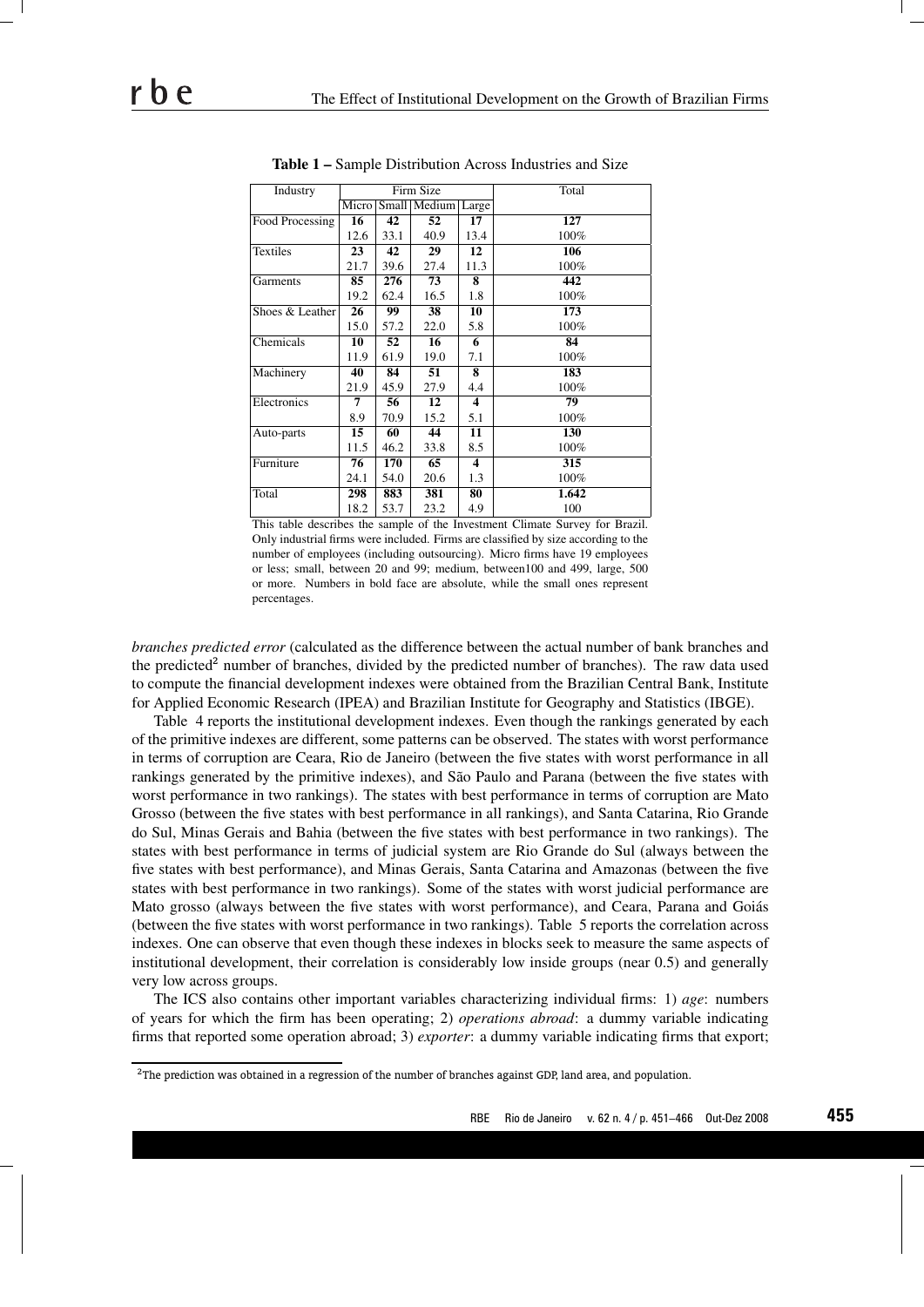**Table 1 –** Sample Distribution Across Industries and Size

| Industry | Firm Size | | | | Total |
|---|---|---|---|---|---|
| | Micro | Small | Medium | Large | |
| Food Processing | **16** | **42** | **52** | **17** | **127** |
| | 12.6 | 33.1 | 40.9 | 13.4 | 100% |
| Textiles | **23** | **42** | **29** | **12** | **106** |
| | 21.7 | 39.6 | 27.4 | 11.3 | 100% |
| Garments | **85** | **276** | **73** | **8** | **442** |
| | 19.2 | 62.4 | 16.5 | 1.8 | 100% |
| Shoes & Leather | **26** | **99** | **38** | **10** | **173** |
| | 15.0 | 57.2 | 22.0 | 5.8 | 100% |
| Chemicals | **10** | **52** | **16** | **6** | **84** |
| | 11.9 | 61.9 | 19.0 | 7.1 | 100% |
| Machinery | **40** | **84** | **51** | **8** | **183** |
| | 21.9 | 45.9 | 27.9 | 4.4 | 100% |
| Electronics | **7** | **56** | **12** | **4** | **79** |
| | 8.9 | 70.9 | 15.2 | 5.1 | 100% |
| Auto-parts | **15** | **60** | **44** | **11** | **130** |
| | 11.5 | 46.2 | 33.8 | 8.5 | 100% |
| Furniture | **76** | **170** | **65** | **4** | **315** |
| | 24.1 | 54.0 | 20.6 | 1.3 | 100% |
| Total | **298** | **883** | **381** | **80** | **1.642** |
| | 18.2 | 53.7 | 23.2 | 4.9 | 100 |

This table describes the sample of the Investment Climate Survey for Brazil. Only industrial firms were included. Firms are classified by size according to the number of employees (including outsourcing). Micro firms have 19 employees or less; small, between 20 and 99; medium, between100 and 499, large, 500 or more. Numbers in bold face are absolute, while the small ones represent percentages.

*branches predicted error* (calculated as the difference between the actual number of bank branches and the predicted[2] number of branches, divided by the predicted number of branches). The raw data used to compute the financial development indexes were obtained from the Brazilian Central Bank, Institute for Applied Economic Research (IPEA) and Brazilian Institute for Geography and Statistics (IBGE).

Table 4 reports the institutional development indexes. Even though the rankings generated by each of the primitive indexes are different, some patterns can be observed. The states with worst performance in terms of corruption are Ceara, Rio de Janeiro (between the five states with worst performance in all rankings generated by the primitive indexes), and São Paulo and Parana (between the five states with worst performance in two rankings). The states with best performance in terms of corruption are Mato Grosso (between the five states with best performance in all rankings), and Santa Catarina, Rio Grande do Sul, Minas Gerais and Bahia (between the five states with best performance in two rankings). The states with best performance in terms of judicial system are Rio Grande do Sul (always between the five states with best performance), and Minas Gerais, Santa Catarina and Amazonas (between the five states with best performance in two rankings). Some of the states with worst judicial performance are Mato grosso (always between the five states with worst performance), and Ceara, Parana and Goiás (between the five states with worst performance in two rankings). Table 5 reports the correlation across indexes. One can observe that even though these indexes in blocks seek to measure the same aspects of institutional development, their correlation is considerably low inside groups (near 0.5) and generally very low across groups.

The ICS also contains other important variables characterizing individual firms: 1) *age*: numbers of years for which the firm has been operating; 2) *operations abroad*: a dummy variable indicating firms that reported some operation abroad; 3) *exporter*: a dummy variable indicating firms that export;

[2]The prediction was obtained in a regression of the number of branches against GDP, land area, and population.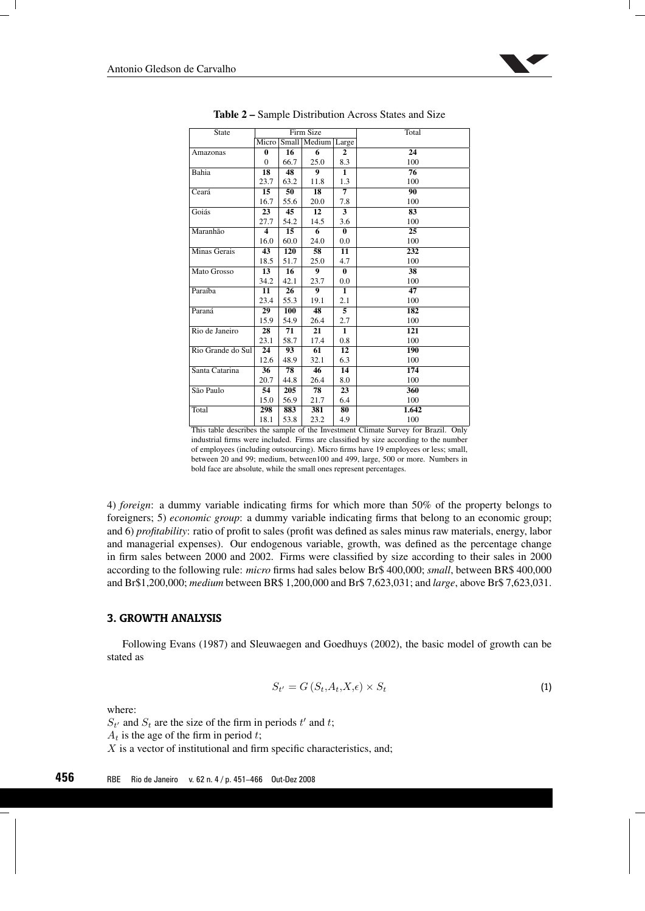**Table 2 –** Sample Distribution Across States and Size

| State | Firm Size | | | | Total |
|---|---|---|---|---|---|
| | Micro | Small | Medium | Large | |
| Amazonas | **0** | **16** | **6** | **2** | **24** |
| | 0 | 66.7 | 25.0 | 8.3 | 100 |
| Bahia | **18** | **48** | **9** | **1** | **76** |
| | 23.7 | 63.2 | 11.8 | 1.3 | 100 |
| Ceará | **15** | **50** | **18** | **7** | **90** |
| | 16.7 | 55.6 | 20.0 | 7.8 | 100 |
| Goiás | **23** | **45** | **12** | **3** | **83** |
| | 27.7 | 54.2 | 14.5 | 3.6 | 100 |
| Maranhão | **4** | **15** | **6** | **0** | **25** |
| | 16.0 | 60.0 | 24.0 | 0.0 | 100 |
| Minas Gerais | **43** | **120** | **58** | **11** | **232** |
| | 18.5 | 51.7 | 25.0 | 4.7 | 100 |
| Mato Grosso | **13** | **16** | **9** | **0** | **38** |
| | 34.2 | 42.1 | 23.7 | 0.0 | 100 |
| Paraíba | **11** | **26** | **9** | **1** | **47** |
| | 23.4 | 55.3 | 19.1 | 2.1 | 100 |
| Paraná | **29** | **100** | **48** | **5** | **182** |
| | 15.9 | 54.9 | 26.4 | 2.7 | 100 |
| Rio de Janeiro | **28** | **71** | **21** | **1** | **121** |
| | 23.1 | 58.7 | 17.4 | 0.8 | 100 |
| Rio Grande do Sul | **24** | **93** | **61** | **12** | **190** |
| | 12.6 | 48.9 | 32.1 | 6.3 | 100 |
| Santa Catarina | **36** | **78** | **46** | **14** | **174** |
| | 20.7 | 44.8 | 26.4 | 8.0 | 100 |
| São Paulo | **54** | **205** | **78** | **23** | **360** |
| | 15.0 | 56.9 | 21.7 | 6.4 | 100 |
| Total | **298** | **883** | **381** | **80** | **1.642** |
| | 18.1 | 53.8 | 23.2 | 4.9 | 100 |

This table describes the sample of the Investment Climate Survey for Brazil. Only industrial firms were included. Firms are classified by size according to the number of employees (including outsourcing). Micro firms have 19 employees or less; small, between 20 and 99; medium, between100 and 499, large, 500 or more. Numbers in bold face are absolute, while the small ones represent percentages.

4) *foreign*: a dummy variable indicating firms for which more than 50% of the property belongs to foreigners; 5) *economic group*: a dummy variable indicating firms that belong to an economic group; and 6) *profitability*: ratio of profit to sales (profit was defined as sales minus raw materials, energy, labor and managerial expenses). Our endogenous variable, growth, was defined as the percentage change in firm sales between 2000 and 2002. Firms were classified by size according to their sales in 2000 according to the following rule: *micro* firms had sales below Br$ 400,000; *small*, between BR$ 400,000 and Br$1,200,000; *medium* between BR$ 1,200,000 and Br$ 7,623,031; and *large*, above Br$ 7,623,031.

## 3. GROWTH ANALYSIS

Following Evans (1987) and Sleuwaegen and Goedhuys (2002), the basic model of growth can be stated as

$$S_{t'} = G\left(S_t, A_t, X, \epsilon\right) \times S_t \tag{1}$$

where:
$S_{t'}$ and $S_t$ are the size of the firm in periods $t'$ and $t$;
$A_t$ is the age of the firm in period $t$;
$X$ is a vector of institutional and firm specific characteristics, and;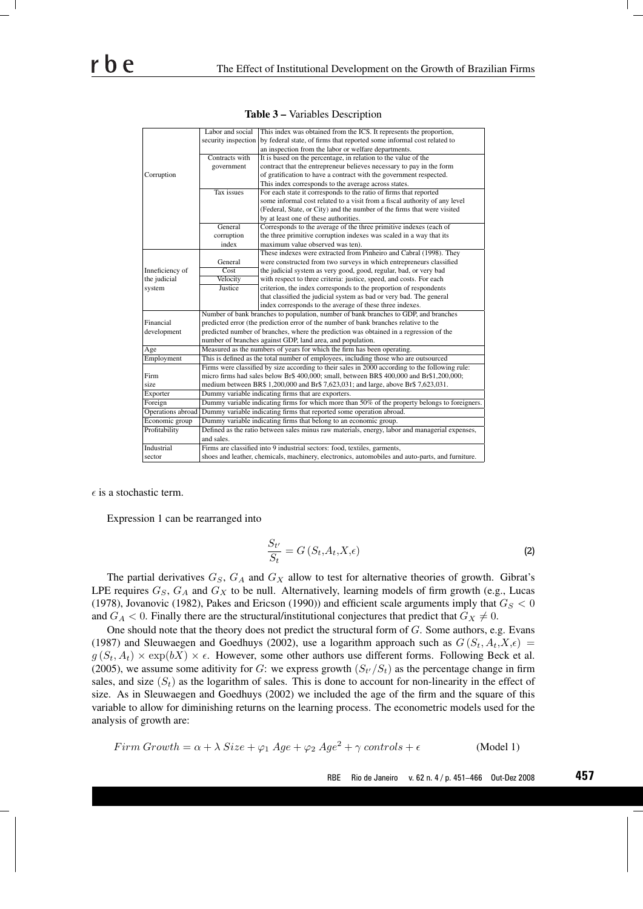**Table 3 –** Variables Description

| | | |
|---|---|---|
| Corruption | Labor and social security inspection | This index was obtained from the ICS. It represents the proportion, by federal state, of firms that reported some informal cost related to an inspection from the labor or welfare departments. |
| | Contracts with government | It is based on the percentage, in relation to the value of the contract that the entrepreneur believes necessary to pay in the form of gratification to have a contract with the government respected. This index corresponds to the average across states. |
| | Tax issues | For each state it corresponds to the ratio of firms that reported some informal cost related to a visit from a fiscal authority of any level (Federal, State, or City) and the number of the firms that were visited by at least one of these authorities. |
| | General corruption index | Corresponds to the average of the three primitive indexes (each of the three primitive corruption indexes was scaled in a way that its maximum value observed was ten). |
| Inneficiency of the judicial system | General<br>Cost<br>Velocity<br>Justice | These indexes were extracted from Pinheiro and Cabral (1998). They were constructed from two surveys in which entrepreneurs classified the judicial system as very good, good, regular, bad, or very bad with respect to three criteria: justice, speed, and costs. For each criterion, the index corresponds to the proportion of respondents that classified the judicial system as bad or very bad. The general index corresponds to the average of these three indexes. |
| Financial development | Number of bank branches to population, number of bank branches to GDP, and branches predicted error (the prediction error of the number of bank branches relative to the predicted number of branches, where the prediction was obtained in a regression of the number of branches against GDP, land area, and population. | |
| Age | Measured as the numbers of years for which the firm has been operating. | |
| Employment | This is defined as the total number of employees, including those who are outsourced | |
| Firm size | Firms were classified by size according to their sales in 2000 according to the following rule: micro firms had sales below Br$ 400,000; small, between BR$ 400,000 and Br$1,200,000; medium between BR$ 1,200,000 and Br$ 7,623,031; and large, above Br$ 7,623,031. | |
| Exporter | Dummy variable indicating firms that are exporters. | |
| Foreign | Dummy variable indicating firms for which more than 50% of the property belongs to foreigners. | |
| Operations abroad | Dummy variable indicating firms that reported some operation abroad. | |
| Economic group | Dummy variable indicating firms that belong to an economic group. | |
| Profitability | Defined as the ratio between sales minus raw materials, energy, labor and managerial expenses, and sales. | |
| Industrial sector | Firms are classified into 9 industrial sectors: food, textiles, garments, shoes and leather, chemicals, machinery, electronics, automobiles and auto-parts, and furniture. | |

$\epsilon$ is a stochastic term.

Expression 1 can be rearranged into

$$\frac{S_{t'}}{S_t} = G\left(S_t, A_t, X, \epsilon\right) \tag{2}$$

The partial derivatives $G_S$, $G_A$ and $G_X$ allow to test for alternative theories of growth. Gibrat's LPE requires $G_S$, $G_A$ and $G_X$ to be null. Alternatively, learning models of firm growth (e.g., Lucas (1978), Jovanovic (1982), Pakes and Ericson (1990)) and efficient scale arguments imply that $G_S < 0$ and $G_A < 0$. Finally there are the structural/institutional conjectures that predict that $G_X \neq 0$.

One should note that the theory does not predict the structural form of $G$. Some authors, e.g. Evans (1987) and Sleuwaegen and Goedhuys (2002), use a logarithm approach such as $G\left(S_t, A_t, X, \epsilon\right) = g\left(S_t, A_t\right) \times \exp(bX) \times \epsilon$. However, some other authors use different forms. Following Beck et al. (2005), we assume some aditivity for $G$: we express growth $(S_{t'}/S_t)$ as the percentage change in firm sales, and size $(S_t)$ as the logarithm of sales. This is done to account for non-linearity in the effect of size. As in Sleuwaegen and Goedhuys (2002) we included the age of the firm and the square of this variable to allow for diminishing returns on the learning process. The econometric models used for the analysis of growth are:

$$Firm\ Growth = \alpha + \lambda\ Size + \varphi_1\ Age + \varphi_2\ Age^2 + \gamma\ controls + \epsilon \qquad \text{(Model 1)}$$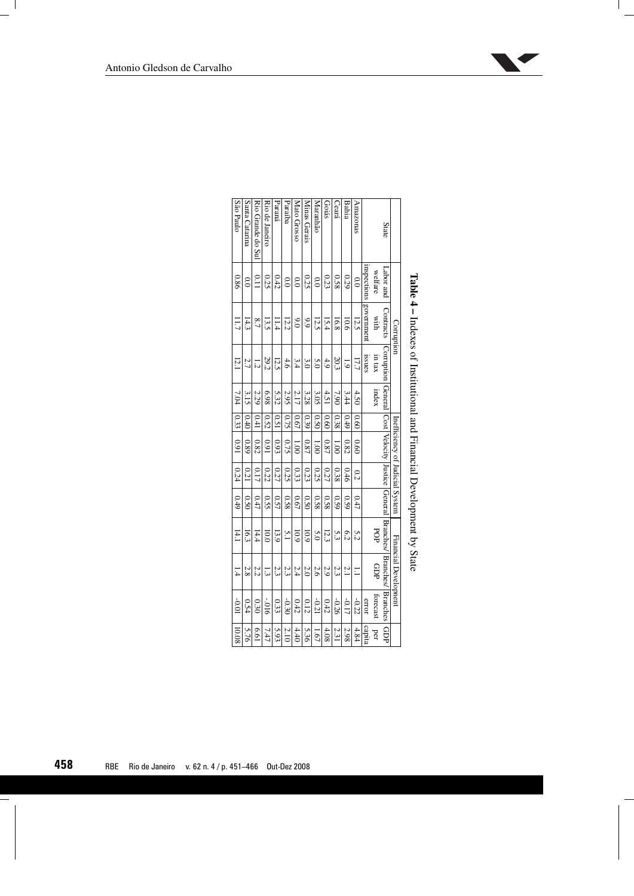**Table 4 – Indexes of Institutional and Financial Development by State**

| State | Corruption | | | | Inefficiency of Judicial System | | | | Financial Development | | | GDP per capita |
|---|---|---|---|---|---|---|---|---|---|---|---|---|
| | Labor and welfare inspections | Contracts with government | Corruption in tax issues | General index | Cost | Velocity | Justice | General | Branches/ POP | Branches/ GDP | Branches forecast error | |
| Amazonas | 0.0 | 12.5 | 17.7 | 4.50 | 0.60 | 0.60 | 0.2 | 0.47 | 5.2 | 1.1 | -0.22 | 4.84 |
| Bahia | 0.29 | 10.6 | 1.9 | 3.44 | 0.49 | 0.82 | 0.46 | 0.59 | 6.2 | 2.1 | -0.17 | 2.98 |
| Ceará | 0.58 | 16.8 | 20.3 | 7.90 | 0.38 | 1.00 | 0.38 | 0.59 | 5.3 | 2.3 | -0.26 | 2.31 |
| Goiás | 0.23 | 15.4 | 4.9 | 4.51 | 0.60 | 0.87 | 0.27 | 0.58 | 12.3 | 2.9 | 0.42 | 4.08 |
| Maranhão | 0.0 | 12.5 | 5.0 | 3.05 | 0.50 | 1.00 | 0.25 | 0.58 | 5.0 | 2.6 | -0.21 | 1.67 |
| Minas Gerais | 0.25 | 9.9 | 3.0 | 3.28 | 0.39 | 0.87 | 0.23 | 0.50 | 10.9 | 2.0 | 0.12 | 5.36 |
| Mato Grosso | 0.0 | 9.0 | 3.4 | 2.17 | 0.67 | 1.00 | 0.33 | 0.67 | 10.9 | 2.4 | 0.42 | 4.40 |
| Paraíba | 0.0 | 12.2 | 4.6 | 2.95 | 0.75 | 0.75 | 0.25 | 0.58 | 5.1 | 2.3 | -0.30 | 2.10 |
| Paraná | 0.42 | 11.4 | 12.5 | 5.32 | 0.51 | 0.93 | 0.27 | 0.57 | 13.9 | 2.3 | 0.33 | 5.93 |
| Rio de Janeiro | 0.25 | 13.5 | 29.2 | 6.98 | 0.52 | 0.91 | 0.22 | 0.55 | 10.0 | 1.3 | -.016 | 7.47 |
| Rio Grande do Sul | 0.11 | 8.7 | 1.2 | 2.29 | 0.41 | 0.82 | 0.17 | 0.47 | 14.4 | 2.2 | 0.30 | 6.61 |
| Santa Catarina | 0.0 | 14.3 | 2.7 | 3.15 | 0.40 | 0.89 | 0.21 | 0.50 | 16.3 | 2.8 | 0.54 | 5.76 |
| São Paulo | 0.86 | 11.7 | 12.1 | 7.04 | 0.33 | 0.91 | 0.24 | 0.49 | 14.1 | 1.4 | -0.01 | 10.08 |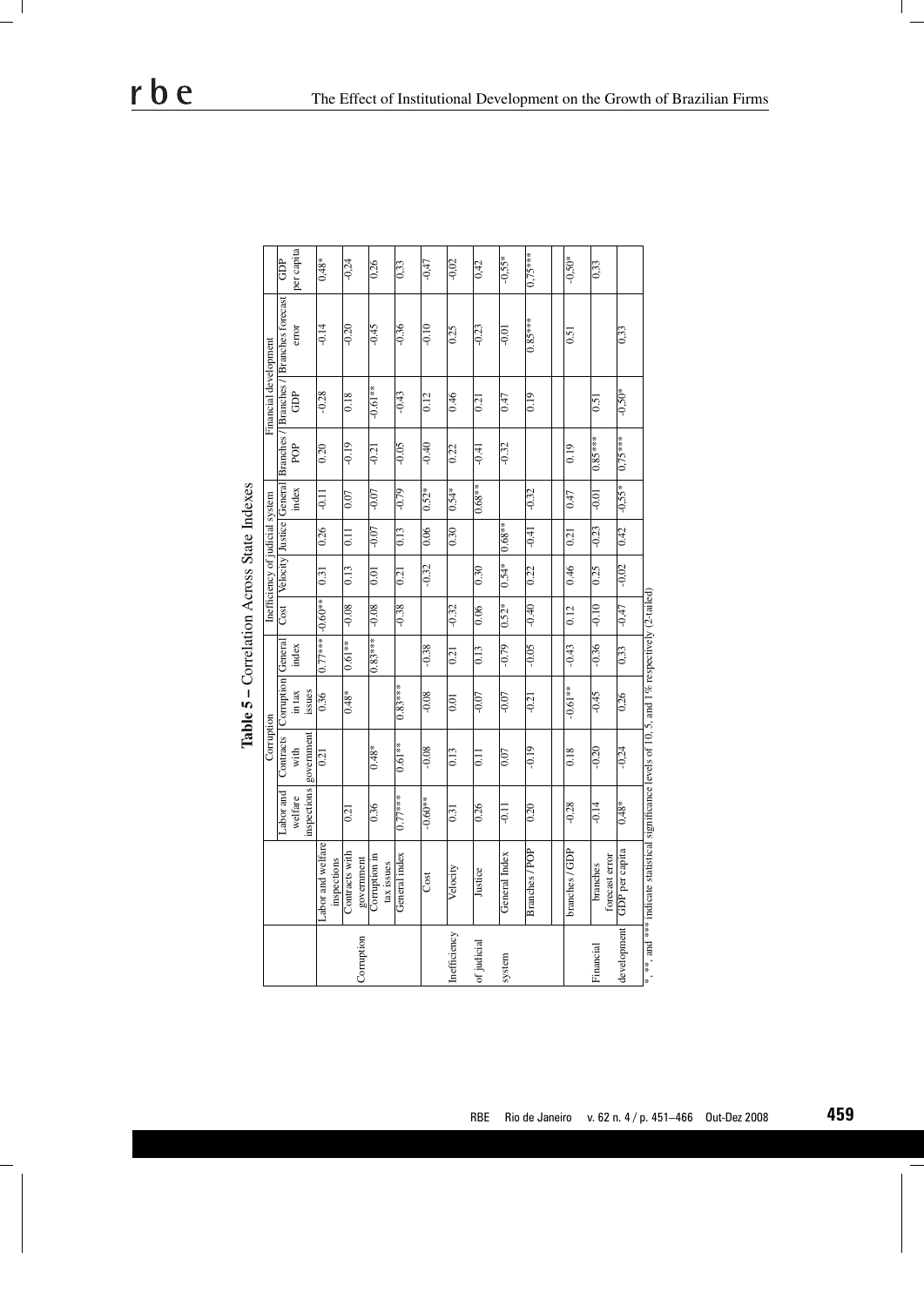**Table 5 – Correlation Across State Indexes**

| | | Corruption | | | | Inefficiency of judicial system | | | | Financial development | | | |
|---|---|---|---|---|---|---|---|---|---|---|---|---|---|
| | | Labor and welfare inspections | Contracts with government | Corruption in tax issues | General index | Cost | Velocity | Justice | General index | Branches / POP | Branches / GDP | Branches forecast error | GDP per capita |
| Corruption | Labor and welfare inspections | | 0.21 | 0.36 | 0.77*** | -0.60** | 0.31 | 0.26 | -0.11 | 0.20 | -0.28 | -0.14 | 0,48* |
| | Contracts with government | 0.21 | | 0.48* | 0.61** | -0.08 | 0.13 | 0.11 | 0.07 | -0.19 | 0.18 | -0.20 | -0,24 |
| | Corruption in tax issues | 0.36 | 0.48* | | 0.83*** | -0.08 | 0.01 | -0.07 | -0.07 | -0.21 | -0.61** | -0.45 | 0,26 |
| | General index | 0.77*** | 0.61** | 0.83*** | | -0.38 | 0.21 | 0.13 | -0.79 | -0.05 | -0.43 | -0.36 | 0,33 |
| Inefficiency of judicial system | Cost | -0.60** | -0.08 | -0.08 | -0.38 | | -0.32 | 0.06 | 0.52* | -0.40 | 0.12 | -0.10 | -0,47 |
| | Velocity | 0.31 | 0.13 | 0.01 | 0.21 | -0.32 | | 0.30 | 0.54* | 0.22 | 0.46 | 0.25 | -0,02 |
| | Justice | 0.26 | 0.11 | -0.07 | 0.13 | 0.06 | 0.30 | | 0.68** | -0.41 | 0.21 | -0.23 | 0.42 |
| | General Index | -0.11 | 0.07 | -0.07 | -0.79 | 0.52* | 0.54* | 0.68** | | -0.32 | 0.47 | -0.01 | -0,55* |
| | Branches / POP | 0.20 | -0.19 | -0.21 | -0.05 | -0.40 | 0.22 | -0.41 | -0.32 | | 0.19 | 0.85*** | 0,75*** |
| | | | | | | | | | | | | | |
| Financial development | branches / GDP | -0.28 | 0.18 | -0.61** | -0.43 | 0.12 | 0.46 | 0.21 | 0.47 | 0.19 | | 0.51 | -0,50* |
| | branches forecast error | -0.14 | -0.20 | -0.45 | -0.36 | -0.10 | 0.25 | -0.23 | -0.01 | 0.85*** | 0.51 | | 0,33 |
| | GDP per capita | 0,48* | -0,24 | 0,26 | 0,33 | -0,47 | -0,02 | 0,42 | -0,55* | 0,75*** | -0,50* | 0,33 | |

*, **, and *** indicate statistical significance levels of 10, 5, and 1% respectively (2-tailed)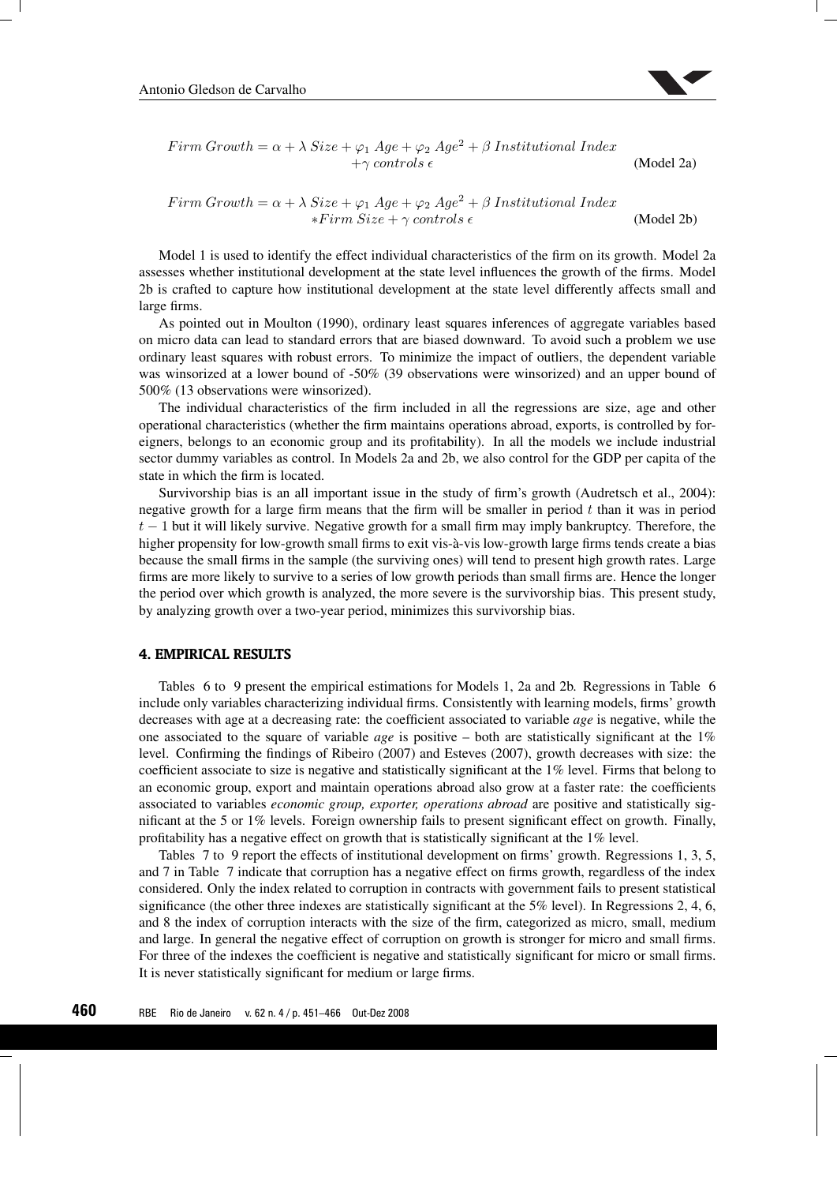$$Firm\ Growth = \alpha + \lambda\ Size + \varphi_1\ Age + \varphi_2\ Age^2 + \beta\ Institutional\ Index + \gamma\ controls\ \epsilon \qquad \text{(Model 2a)}$$

$$Firm\ Growth = \alpha + \lambda\ Size + \varphi_1\ Age + \varphi_2\ Age^2 + \beta\ Institutional\ Index * Firm\ Size + \gamma\ controls\ \epsilon \qquad \text{(Model 2b)}$$

Model 1 is used to identify the effect individual characteristics of the firm on its growth. Model 2a assesses whether institutional development at the state level influences the growth of the firms. Model 2b is crafted to capture how institutional development at the state level differently affects small and large firms.

As pointed out in Moulton (1990), ordinary least squares inferences of aggregate variables based on micro data can lead to standard errors that are biased downward. To avoid such a problem we use ordinary least squares with robust errors. To minimize the impact of outliers, the dependent variable was winsorized at a lower bound of -50% (39 observations were winsorized) and an upper bound of 500% (13 observations were winsorized).

The individual characteristics of the firm included in all the regressions are size, age and other operational characteristics (whether the firm maintains operations abroad, exports, is controlled by foreigners, belongs to an economic group and its profitability). In all the models we include industrial sector dummy variables as control. In Models 2a and 2b, we also control for the GDP per capita of the state in which the firm is located.

Survivorship bias is an all important issue in the study of firm's growth (Audretsch et al., 2004): negative growth for a large firm means that the firm will be smaller in period $t$ than it was in period $t-1$ but it will likely survive. Negative growth for a small firm may imply bankruptcy. Therefore, the higher propensity for low-growth small firms to exit vis-à-vis low-growth large firms tends create a bias because the small firms in the sample (the surviving ones) will tend to present high growth rates. Large firms are more likely to survive to a series of low growth periods than small firms are. Hence the longer the period over which growth is analyzed, the more severe is the survivorship bias. This present study, by analyzing growth over a two-year period, minimizes this survivorship bias.

## 4. EMPIRICAL RESULTS

Tables 6 to 9 present the empirical estimations for Models 1, 2a and 2b. Regressions in Table 6 include only variables characterizing individual firms. Consistently with learning models, firms' growth decreases with age at a decreasing rate: the coefficient associated to variable *age* is negative, while the one associated to the square of variable *age* is positive – both are statistically significant at the 1% level. Confirming the findings of Ribeiro (2007) and Esteves (2007), growth decreases with size: the coefficient associate to size is negative and statistically significant at the 1% level. Firms that belong to an economic group, export and maintain operations abroad also grow at a faster rate: the coefficients associated to variables *economic group, exporter, operations abroad* are positive and statistically significant at the 5 or 1% levels. Foreign ownership fails to present significant effect on growth. Finally, profitability has a negative effect on growth that is statistically significant at the 1% level.

Tables 7 to 9 report the effects of institutional development on firms' growth. Regressions 1, 3, 5, and 7 in Table 7 indicate that corruption has a negative effect on firms growth, regardless of the index considered. Only the index related to corruption in contracts with government fails to present statistical significance (the other three indexes are statistically significant at the 5% level). In Regressions 2, 4, 6, and 8 the index of corruption interacts with the size of the firm, categorized as micro, small, medium and large. In general the negative effect of corruption on growth is stronger for micro and small firms. For three of the indexes the coefficient is negative and statistically significant for micro or small firms. It is never statistically significant for medium or large firms.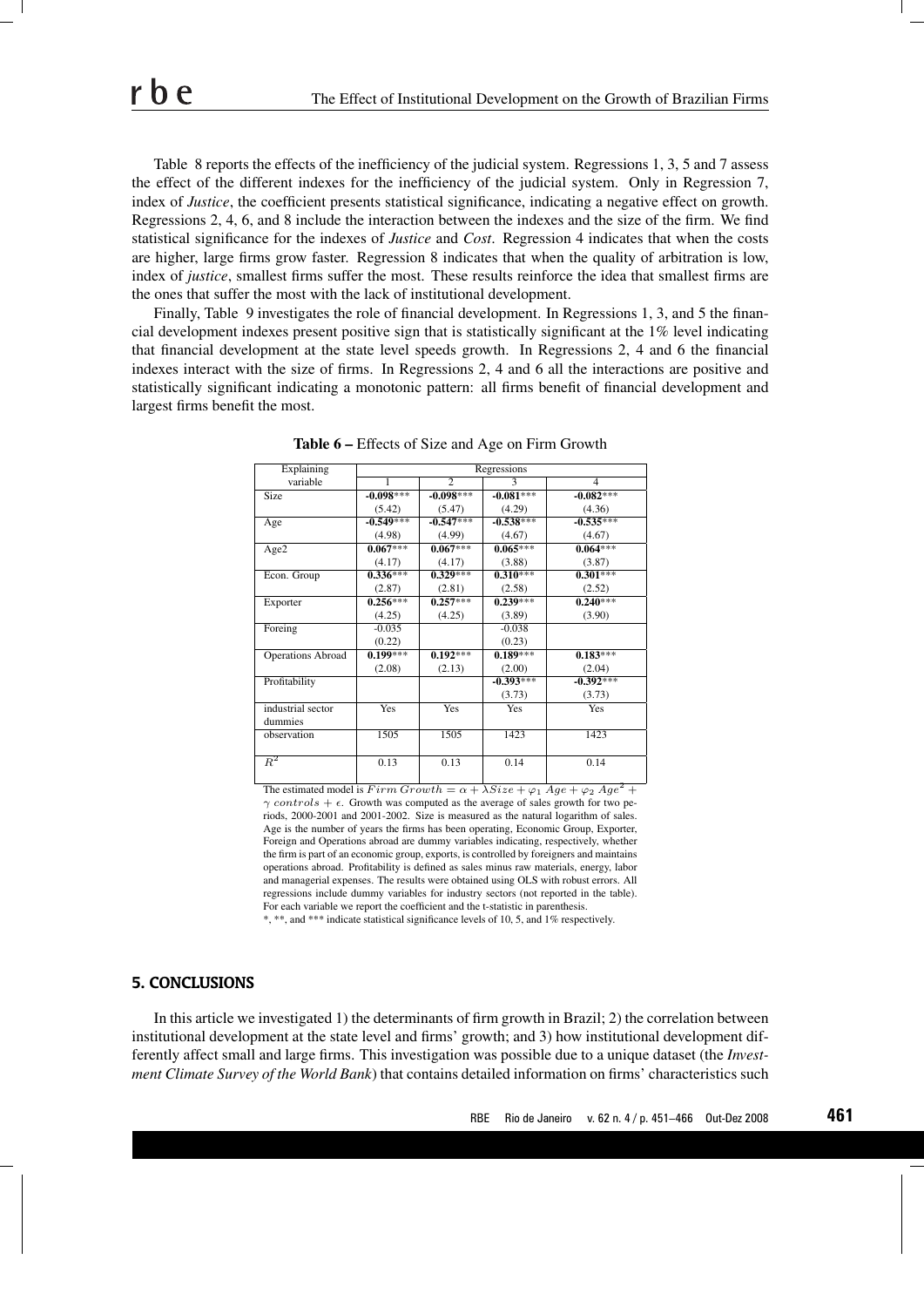Table 8 reports the effects of the inefficiency of the judicial system. Regressions 1, 3, 5 and 7 assess the effect of the different indexes for the inefficiency of the judicial system. Only in Regression 7, index of *Justice*, the coefficient presents statistical significance, indicating a negative effect on growth. Regressions 2, 4, 6, and 8 include the interaction between the indexes and the size of the firm. We find statistical significance for the indexes of *Justice* and *Cost*. Regression 4 indicates that when the costs are higher, large firms grow faster. Regression 8 indicates that when the quality of arbitration is low, index of *justice*, smallest firms suffer the most. These results reinforce the idea that smallest firms are the ones that suffer the most with the lack of institutional development.

Finally, Table 9 investigates the role of financial development. In Regressions 1, 3, and 5 the financial development indexes present positive sign that is statistically significant at the 1% level indicating that financial development at the state level speeds growth. In Regressions 2, 4 and 6 the financial indexes interact with the size of firms. In Regressions 2, 4 and 6 all the interactions are positive and statistically significant indicating a monotonic pattern: all firms benefit of financial development and largest firms benefit the most.

**Table 6 –** Effects of Size and Age on Firm Growth

| Explaining variable | Regressions | | | |
|---|---|---|---|---|
| | 1 | 2 | 3 | 4 |
| Size | **-0.098**\*\*\* | **-0.098**\*\*\* | **-0.081**\*\*\* | **-0.082**\*\*\* |
| | (5.42) | (5.47) | (4.29) | (4.36) |
| Age | **-0.549**\*\*\* | **-0.547**\*\*\* | **-0.538**\*\*\* | **-0.535**\*\*\* |
| | (4.98) | (4.99) | (4.67) | (4.67) |
| Age2 | **0.067**\*\*\* | **0.067**\*\*\* | **0.065**\*\*\* | **0.064**\*\*\* |
| | (4.17) | (4.17) | (3.88) | (3.87) |
| Econ. Group | **0.336**\*\*\* | **0.329**\*\*\* | **0.310**\*\*\* | **0.301**\*\*\* |
| | (2.87) | (2.81) | (2.58) | (2.52) |
| Exporter | **0.256**\*\*\* | **0.257**\*\*\* | **0.239**\*\*\* | **0.240**\*\*\* |
| | (4.25) | (4.25) | (3.89) | (3.90) |
| Foreing | -0.035 | | -0.038 | |
| | (0.22) | | (0.23) | |
| Operations Abroad | **0.199**\*\*\* | **0.192**\*\*\* | **0.189**\*\*\* | **0.183**\*\*\* |
| | (2.08) | (2.13) | (2.00) | (2.04) |
| Profitability | | | **-0.393**\*\*\* | **-0.392**\*\*\* |
| | | | (3.73) | (3.73) |
| industrial sector dummies | Yes | Yes | Yes | Yes |
| observation | 1505 | 1505 | 1423 | 1423 |
| $R^2$ | 0.13 | 0.13 | 0.14 | 0.14 |

The estimated model is $Firm\ Growth = \alpha + \lambda Size + \varphi_1\ Age + \varphi_2\ Age^2 + \gamma\ controls + \epsilon$. Growth was computed as the average of sales growth for two periods, 2000-2001 and 2001-2002. Size is measured as the natural logarithm of sales. Age is the number of years the firms has been operating, Economic Group, Exporter, Foreign and Operations abroad are dummy variables indicating, respectively, whether the firm is part of an economic group, exports, is controlled by foreigners and maintains operations abroad. Profitability is defined as sales minus raw materials, energy, labor and managerial expenses. The results were obtained using OLS with robust errors. All regressions include dummy variables for industry sectors (not reported in the table). For each variable we report the coefficient and the t-statistic in parenthesis.
\*, \*\*, and \*\*\* indicate statistical significance levels of 10, 5, and 1% respectively.

## 5. CONCLUSIONS

In this article we investigated 1) the determinants of firm growth in Brazil; 2) the correlation between institutional development at the state level and firms' growth; and 3) how institutional development differently affect small and large firms. This investigation was possible due to a unique dataset (the *Investment Climate Survey of the World Bank*) that contains detailed information on firms' characteristics such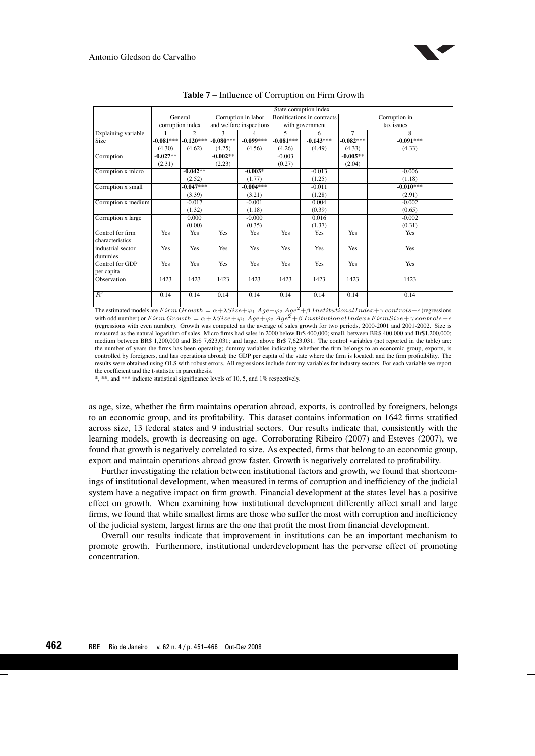**Table 7 –** Influence of Corruption on Firm Growth

| | State corruption index | | | | | | | |
|---|---|---|---|---|---|---|---|---|
| | General corruption index | | Corruption in labor and welfare inspections | | Bonifications in contracts with government | | Corruption in tax issues | |
| Explaining variable | 1 | 2 | 3 | 4 | 5 | 6 | 7 | 8 |
| Size | **-0.081**\*\*\* | **-0.120**\*\*\* | **-0.080**\*\*\* | **-0.099**\*\*\* | **-0.081**\*\*\* | **-0.143**\*\*\* | **-0.082**\*\*\* | **-0.091**\*\*\* |
| | (4.30) | (4.62) | (4.25) | (4.56) | (4.26) | (4.49) | (4.33) | (4.33) |
| Corruption | **-0.027**\*\* | | **-0.002**\*\* | | -0.003 | | **-0.005**\*\* | |
| | (2.31) | | (2.23) | | (0.27) | | (2.04) | |
| Corruption x micro | | **-0.042**\*\* | | **-0.003**\* | | -0.013 | | -0.006 |
| | | (2.52) | | (1.77) | | (1.25) | | (1.18) |
| Corruption x small | | **-0.047**\*\*\* | | **-0.004**\*\*\* | | -0.011 | | **-0.010**\*\*\* |
| | | (3.39) | | (3.21) | | (1.28) | | (2.91) |
| Corruption x medium | | -0.017 | | -0.001 | | 0.004 | | -0.002 |
| | | (1.32) | | (1.18) | | (0.39) | | (0.65) |
| Corruption x large | | 0.000 | | -0.000 | | 0.016 | | -0.002 |
| | | (0.00) | | (0.35) | | (1.37) | | (0.31) |
| Control for firm characteristics | Yes | Yes | Yes | Yes | Yes | Yes | Yes | Yes |
| industrial sector dummies | Yes | Yes | Yes | Yes | Yes | Yes | Yes | Yes |
| Control for GDP per capita | Yes | Yes | Yes | Yes | Yes | Yes | Yes | Yes |
| Observation | 1423 | 1423 | 1423 | 1423 | 1423 | 1423 | 1423 | 1423 |
| $R^2$ | 0.14 | 0.14 | 0.14 | 0.14 | 0.14 | 0.14 | 0.14 | 0.14 |

The estimated models are $Firm\,Growth = \alpha + \lambda Size + \varphi_1\,Age + \varphi_2\,Age^2 + \beta\,InstitutionalIndex + \gamma\,controls + \epsilon$ (regressions with odd number) or $Firm\,Growth = \alpha + \lambda Size + \varphi_1\,Age + \varphi_2\,Age^2 + \beta\,InstitutionalIndex * FirmSize + \gamma\,controls + \epsilon$ (regressions with even number). Growth was computed as the average of sales growth for two periods, 2000-2001 and 2001-2002. Size is measured as the natural logarithm of sales. Micro firms had sales in 2000 below Br$ 400,000; small, between BR$ 400,000 and Br$1,200,000; medium between BR$ 1,200,000 and Br$ 7,623,031; and large, above Br$ 7,623,031. The control variables (not reported in the table) are: the number of years the firms has been operating; dummy variables indicating whether the firm belongs to an economic group, exports, is controlled by foreigners, and has operations abroad; the GDP per capita of the state where the firm is located; and the firm profitability. The results were obtained using OLS with robust errors. All regressions include dummy variables for industry sectors. For each variable we report the coefficient and the t-statistic in parenthesis.

*, **, and *** indicate statistical significance levels of 10, 5, and 1% respectively.

as age, size, whether the firm maintains operation abroad, exports, is controlled by foreigners, belongs to an economic group, and its profitability. This dataset contains information on 1642 firms stratified across size, 13 federal states and 9 industrial sectors. Our results indicate that, consistently with the learning models, growth is decreasing on age. Corroborating Ribeiro (2007) and Esteves (2007), we found that growth is negatively correlated to size. As expected, firms that belong to an economic group, export and maintain operations abroad grow faster. Growth is negatively correlated to profitability.

Further investigating the relation between institutional factors and growth, we found that shortcomings of institutional development, when measured in terms of corruption and inefficiency of the judicial system have a negative impact on firm growth. Financial development at the states level has a positive effect on growth. When examining how institutional development differently affect small and large firms, we found that while smallest firms are those who suffer the most with corruption and inefficiency of the judicial system, largest firms are the one that profit the most from financial development.

Overall our results indicate that improvement in institutions can be an important mechanism to promote growth. Furthermore, institutional underdevelopment has the perverse effect of promoting concentration.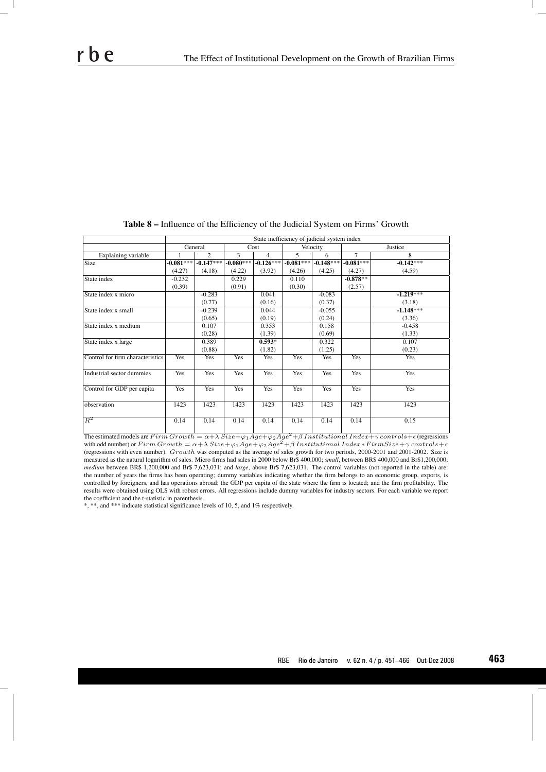**Table 8 –** Influence of the Efficiency of the Judicial System on Firms' Growth

| | State inefficiency of judicial system index | | | | | | | |
|---|---|---|---|---|---|---|---|---|
| | General | | Cost | | Velocity | | Justice | |
| Explaining variable | 1 | 2 | 3 | 4 | 5 | 6 | 7 | 8 |
| Size | **-0.081**\*\*\* | **-0.147**\*\*\* | **-0.080**\*\*\* | **-0.126**\*\*\* | **-0.081**\*\*\* | **-0.148**\*\*\* | **-0.081**\*\*\* | **-0.142**\*\*\* |
| | (4.27) | (4.18) | (4.22) | (3.92) | (4.26) | (4.25) | (4.27) | (4.59) |
| State index | -0.232 | | 0.229 | | 0.110 | | **-0.878**\*\* | |
| | (0.39) | | (0.91) | | (0.30) | | (2.57) | |
| State index x micro | | -0.283 | | 0.041 | | -0.083 | | **-1.219**\*\*\* |
| | | (0.77) | | (0.16) | | (0.37) | | (3.18) |
| State index x small | | -0.239 | | 0.044 | | -0.055 | | **-1.148**\*\*\* |
| | | (0.65) | | (0.19) | | (0.24) | | (3.36) |
| State index x medium | | 0.107 | | 0.353 | | 0.158 | | -0.458 |
| | | (0.28) | | (1.39) | | (0.69) | | (1.33) |
| State index x large | | 0.389 | | **0.593**\* | | 0.322 | | 0.107 |
| | | (0.88) | | (1.82) | | (1.25) | | (0.23) |
| Control for firm characteristics | Yes | Yes | Yes | Yes | Yes | Yes | Yes | Yes |
| Industrial sector dummies | Yes | Yes | Yes | Yes | Yes | Yes | Yes | Yes |
| Control for GDP per capita | Yes | Yes | Yes | Yes | Yes | Yes | Yes | Yes |
| observation | 1423 | 1423 | 1423 | 1423 | 1423 | 1423 | 1423 | 1423 |
| $R^2$ | 0.14 | 0.14 | 0.14 | 0.14 | 0.14 | 0.14 | 0.14 | 0.15 |

The estimated models are $Firm\ Growth = \alpha + \lambda\ Size + \varphi_1 Age + \varphi_2 Age^2 + \beta\ Institutional\ Index + \gamma\ controls + \epsilon$ (regressions with odd number) or $Firm\ Growth = \alpha + \lambda\ Size + \varphi_1 Age + \varphi_2 Age^2 + \beta\ Institutional\ Index * FirmSize + \gamma\ controls + \epsilon$ (regressions with even number). $Growth$ was computed as the average of sales growth for two periods, 2000-2001 and 2001-2002. Size is measured as the natural logarithm of sales. Micro firms had sales in 2000 below Br$ 400,000; *small*, between BR$ 400,000 and Br$1,200,000; *medium* between BR$ 1,200,000 and Br$ 7,623,031; and *large*, above Br$ 7,623,031. The control variables (not reported in the table) are: the number of years the firms has been operating; dummy variables indicating whether the firm belongs to an economic group, exports, is controlled by foreigners, and has operations abroad; the GDP per capita of the state where the firm is located; and the firm profitability. The results were obtained using OLS with robust errors. All regressions include dummy variables for industry sectors. For each variable we report the coefficient and the t-statistic in parenthesis.

\*, \*\*, and \*\*\* indicate statistical significance levels of 10, 5, and 1% respectively.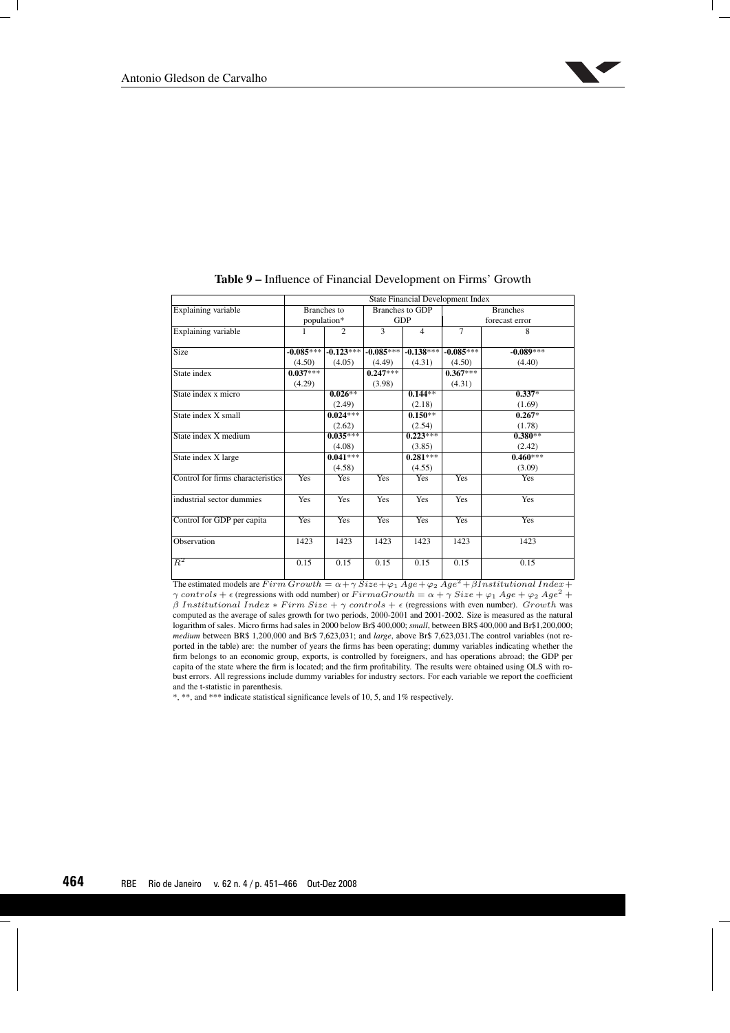**Table 9 –** Influence of Financial Development on Firms' Growth

| | State Financial Development Index | | | | | |
|---|---|---|---|---|---|---|
| Explaining variable | Branches to population* | | Branches to GDP | | Branches forecast error | |
| Explaining variable | 1 | 2 | 3 | 4 | 7 | 8 |
| Size | **-0.085**\*\*\* (4.50) | **-0.123**\*\*\* (4.05) | **-0.085**\*\*\* (4.49) | **-0.138**\*\*\* (4.31) | **-0.085**\*\*\* (4.50) | **-0.089**\*\*\* (4.40) |
| State index | **0.037**\*\*\* (4.29) | | **0.247**\*\*\* (3.98) | | **0.367**\*\*\* (4.31) | |
| State index x micro | | **0.026**\*\* (2.49) | | **0.144**\*\* (2.18) | | **0.337**\* (1.69) |
| State index X small | | **0.024**\*\*\* (2.62) | | **0.150**\*\* (2.54) | | **0.267**\* (1.78) |
| State index X medium | | **0.035**\*\*\* (4.08) | | **0.223**\*\*\* (3.85) | | **0.380**\*\* (2.42) |
| State index X large | | **0.041**\*\*\* (4.58) | | **0.281**\*\*\* (4.55) | | **0.460**\*\*\* (3.09) |
| Control for firms characteristics | Yes | Yes | Yes | Yes | Yes | Yes |
| industrial sector dummies | Yes | Yes | Yes | Yes | Yes | Yes |
| Control for GDP per capita | Yes | Yes | Yes | Yes | Yes | Yes |
| Observation | 1423 | 1423 | 1423 | 1423 | 1423 | 1423 |
| $R^2$ | 0.15 | 0.15 | 0.15 | 0.15 | 0.15 | 0.15 |

The estimated models are $Firm\ Growth = \alpha + \gamma\ Size + \varphi_1\ Age + \varphi_2\ Age^2 + \beta Institutional\ Index + \gamma\ controls + \epsilon$ (regressions with odd number) or $FirmaGrowth = \alpha + \gamma\ Size + \varphi_1\ Age + \varphi_2\ Age^2 + \beta\ Institutional\ Index * Firm\ Size + \gamma\ controls + \epsilon$ (regressions with even number). $Growth$ was computed as the average of sales growth for two periods, 2000-2001 and 2001-2002. Size is measured as the natural logarithm of sales. Micro firms had sales in 2000 below Br$ 400,000; *small*, between BR$ 400,000 and Br$1,200,000; *medium* between BR$ 1,200,000 and Br$ 7,623,031; and *large*, above Br$ 7,623,031.The control variables (not reported in the table) are: the number of years the firms has been operating; dummy variables indicating whether the firm belongs to an economic group, exports, is controlled by foreigners, and has operations abroad; the GDP per capita of the state where the firm is located; and the firm profitability. The results were obtained using OLS with robust errors. All regressions include dummy variables for industry sectors. For each variable we report the coefficient and the t-statistic in parenthesis.

*, **, and *** indicate statistical significance levels of 10, 5, and 1% respectively.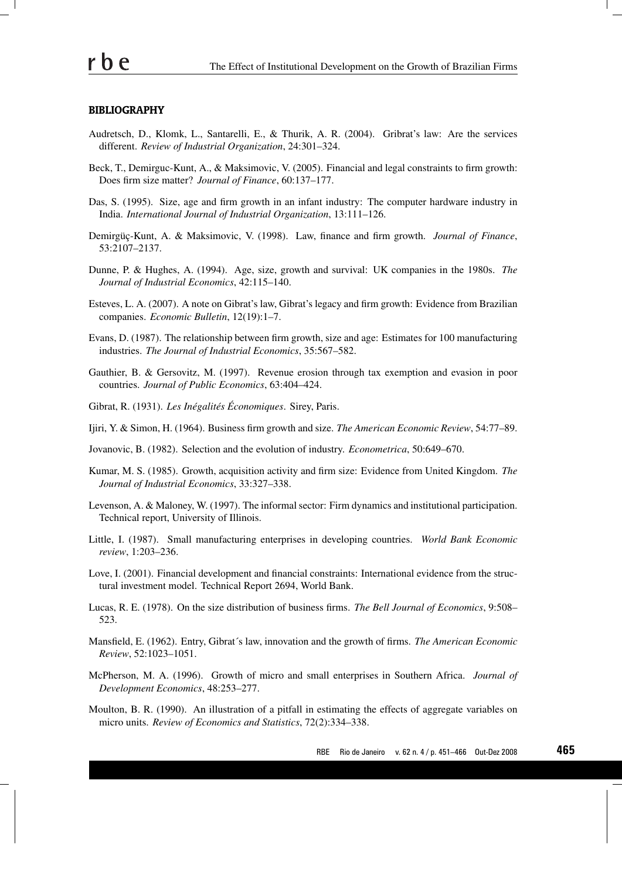## BIBLIOGRAPHY

Audretsch, D., Klomk, L., Santarelli, E., & Thurik, A. R. (2004). Gribrat's law: Are the services different. *Review of Industrial Organization*, 24:301–324.

Beck, T., Demirguc-Kunt, A., & Maksimovic, V. (2005). Financial and legal constraints to firm growth: Does firm size matter? *Journal of Finance*, 60:137–177.

Das, S. (1995). Size, age and firm growth in an infant industry: The computer hardware industry in India. *International Journal of Industrial Organization*, 13:111–126.

Demirgüç-Kunt, A. & Maksimovic, V. (1998). Law, finance and firm growth. *Journal of Finance*, 53:2107–2137.

Dunne, P. & Hughes, A. (1994). Age, size, growth and survival: UK companies in the 1980s. *The Journal of Industrial Economics*, 42:115–140.

Esteves, L. A. (2007). A note on Gibrat's law, Gibrat's legacy and firm growth: Evidence from Brazilian companies. *Economic Bulletin*, 12(19):1–7.

Evans, D. (1987). The relationship between firm growth, size and age: Estimates for 100 manufacturing industries. *The Journal of Industrial Economics*, 35:567–582.

Gauthier, B. & Gersovitz, M. (1997). Revenue erosion through tax exemption and evasion in poor countries. *Journal of Public Economics*, 63:404–424.

Gibrat, R. (1931). *Les Inégalités Économiques*. Sirey, Paris.

Ijiri, Y. & Simon, H. (1964). Business firm growth and size. *The American Economic Review*, 54:77–89.

Jovanovic, B. (1982). Selection and the evolution of industry. *Econometrica*, 50:649–670.

Kumar, M. S. (1985). Growth, acquisition activity and firm size: Evidence from United Kingdom. *The Journal of Industrial Economics*, 33:327–338.

Levenson, A. & Maloney, W. (1997). The informal sector: Firm dynamics and institutional participation. Technical report, University of Illinois.

Little, I. (1987). Small manufacturing enterprises in developing countries. *World Bank Economic review*, 1:203–236.

Love, I. (2001). Financial development and financial constraints: International evidence from the structural investment model. Technical Report 2694, World Bank.

Lucas, R. E. (1978). On the size distribution of business firms. *The Bell Journal of Economics*, 9:508–523.

Mansfield, E. (1962). Entry, Gibrat´s law, innovation and the growth of firms. *The American Economic Review*, 52:1023–1051.

McPherson, M. A. (1996). Growth of micro and small enterprises in Southern Africa. *Journal of Development Economics*, 48:253–277.

Moulton, B. R. (1990). An illustration of a pitfall in estimating the effects of aggregate variables on micro units. *Review of Economics and Statistics*, 72(2):334–338.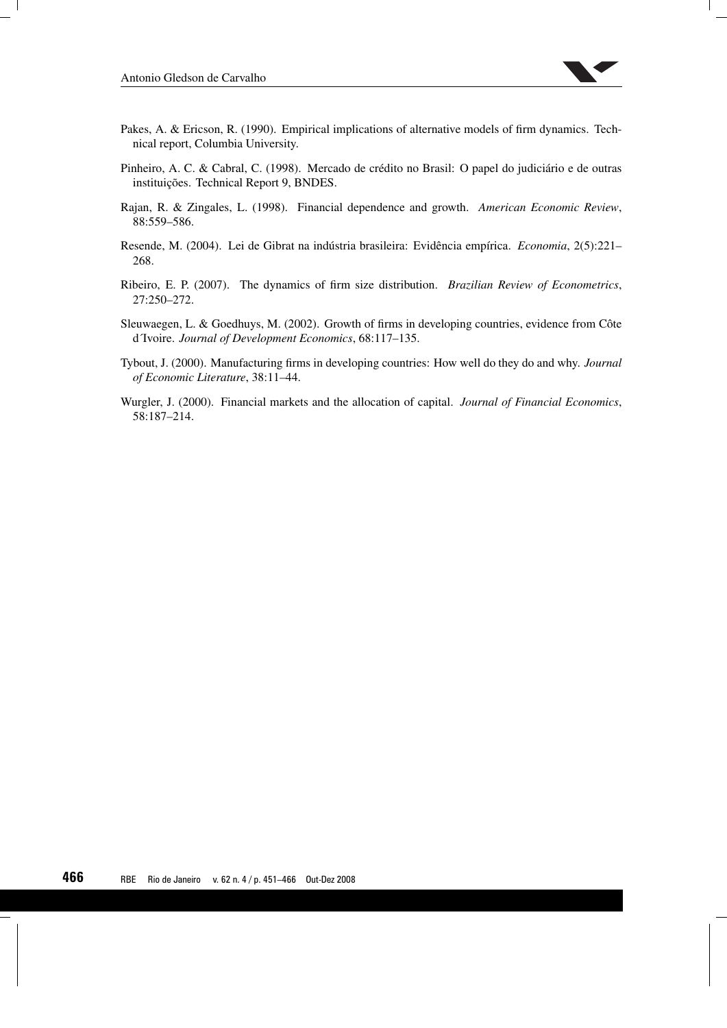Pakes, A. & Ericson, R. (1990). Empirical implications of alternative models of firm dynamics. Technical report, Columbia University.

Pinheiro, A. C. & Cabral, C. (1998). Mercado de crédito no Brasil: O papel do judiciário e de outras instituições. Technical Report 9, BNDES.

Rajan, R. & Zingales, L. (1998). Financial dependence and growth. *American Economic Review*, 88:559–586.

Resende, M. (2004). Lei de Gibrat na indústria brasileira: Evidência empírica. *Economia*, 2(5):221–268.

Ribeiro, E. P. (2007). The dynamics of firm size distribution. *Brazilian Review of Econometrics*, 27:250–272.

Sleuwaegen, L. & Goedhuys, M. (2002). Growth of firms in developing countries, evidence from Côte d´Ivoire. *Journal of Development Economics*, 68:117–135.

Tybout, J. (2000). Manufacturing firms in developing countries: How well do they do and why. *Journal of Economic Literature*, 38:11–44.

Wurgler, J. (2000). Financial markets and the allocation of capital. *Journal of Financial Economics*, 58:187–214.